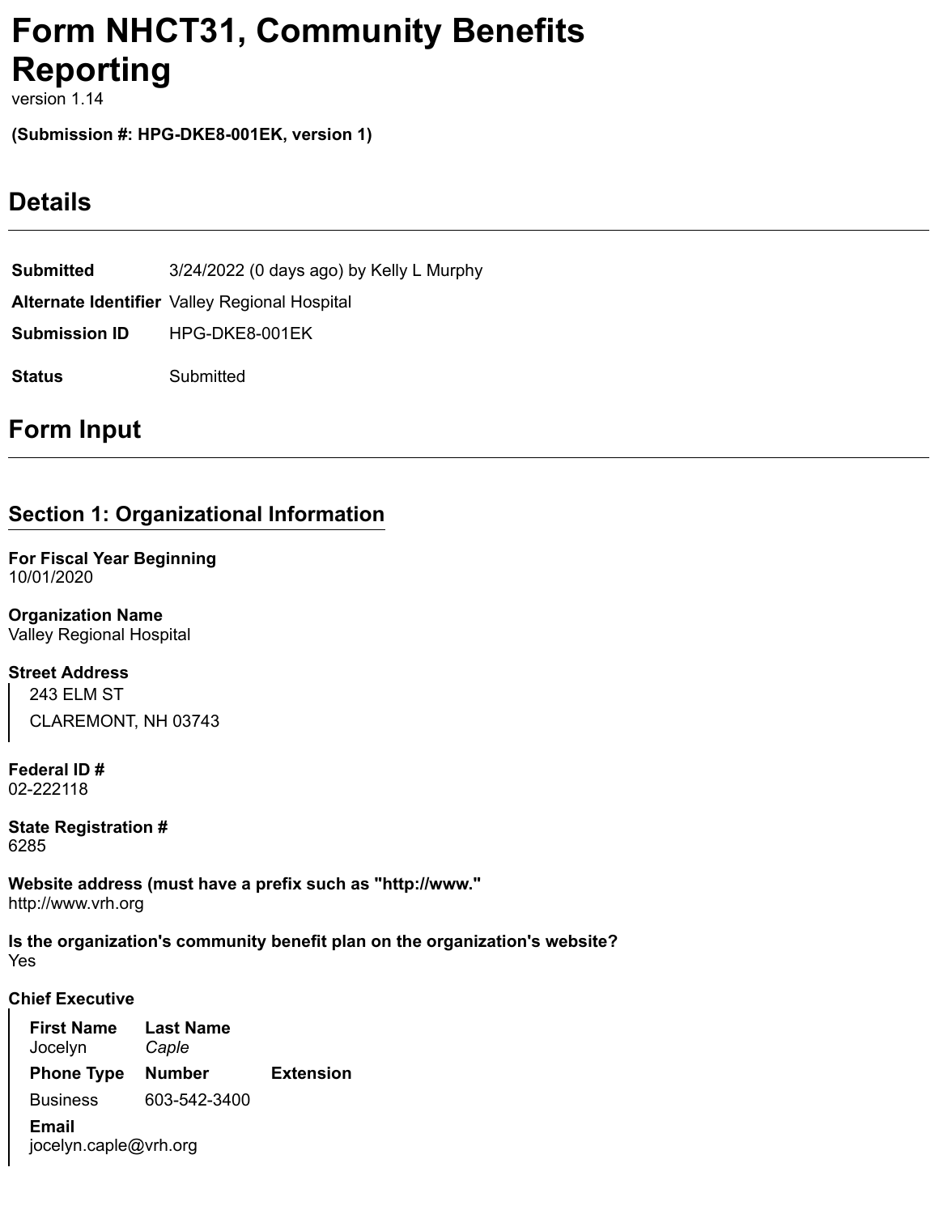# Form NHCT31, Community Benefits Reporting

version 1.14

**(Submission #: HPG-DKE8-001EK, version 1)**

## Details

| | |
|---|---|
| **Submitted** | 3/24/2022 (0 days ago) by Kelly L Murphy |
| **Alternate Identifier** | Valley Regional Hospital |
| **Submission ID** | HPG-DKE8-001EK |
| **Status** | Submitted |

## Form Input

### Section 1: Organizational Information

**For Fiscal Year Beginning**
10/01/2020

**Organization Name**
Valley Regional Hospital

**Street Address**
243 ELM ST
CLAREMONT, NH 03743

**Federal ID #**
02-222118

**State Registration #**
6285

**Website address (must have a prefix such as "http://www."**
http://www.vrh.org

**Is the organization's community benefit plan on the organization's website?**
Yes

**Chief Executive**

| **First Name** | **Last Name** | |
|---|---|---|
| Jocelyn | *Caple* | |
| **Phone Type** | **Number** | **Extension** |
| Business | 603-542-3400 | |

**Email**
jocelyn.caple@vrh.org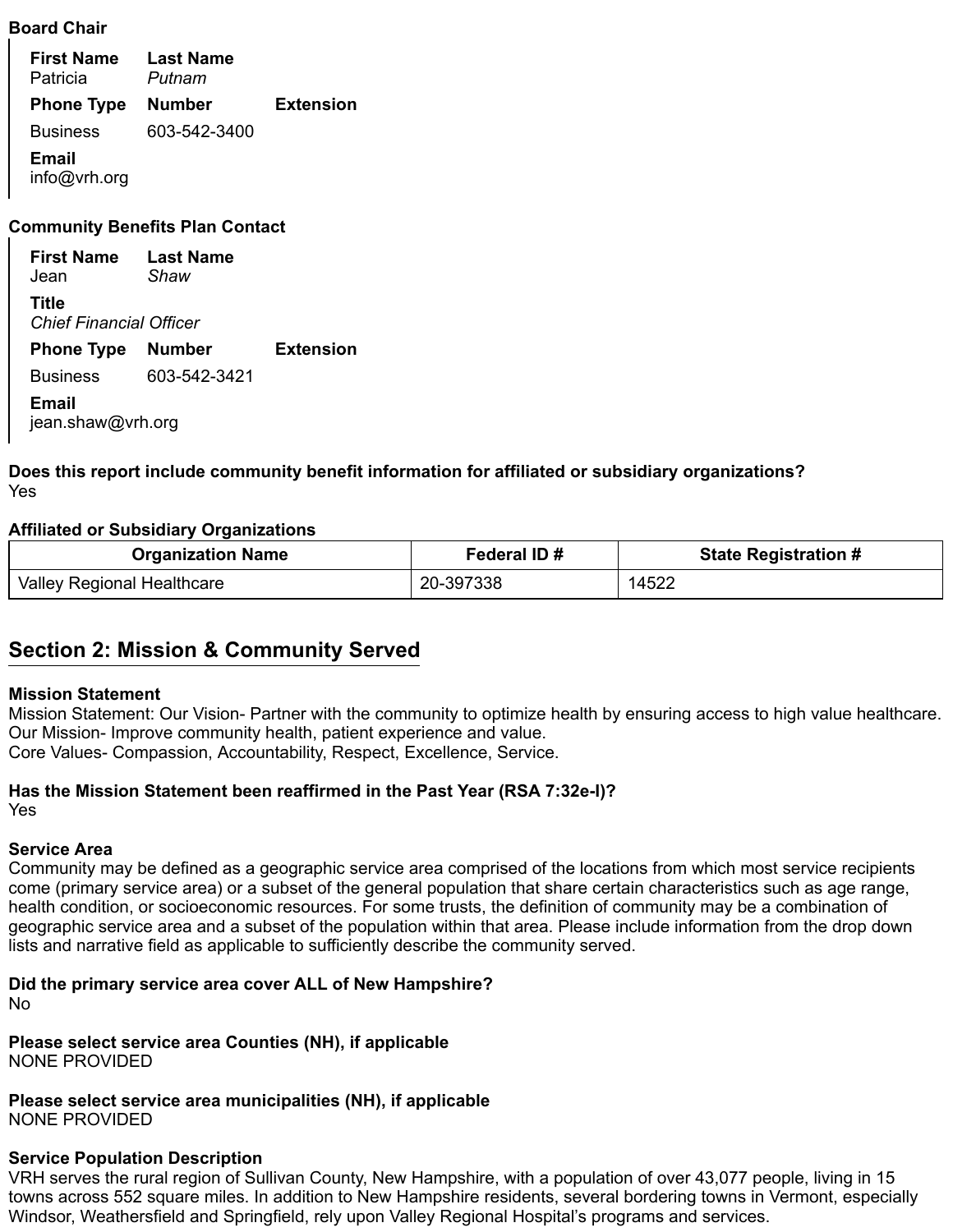**Board Chair**

**First Name** Patricia
**Last Name** *Putnam*

| Phone Type | Number | Extension |
| --- | --- | --- |
| Business | 603-542-3400 | |

**Email**
info@vrh.org

**Community Benefits Plan Contact**

**First Name** Jean
**Last Name** *Shaw*

**Title**
*Chief Financial Officer*

| Phone Type | Number | Extension |
| --- | --- | --- |
| Business | 603-542-3421 | |

**Email**
jean.shaw@vrh.org

**Does this report include community benefit information for affiliated or subsidiary organizations?**
Yes

**Affiliated or Subsidiary Organizations**

| Organization Name | Federal ID # | State Registration # |
| --- | --- | --- |
| Valley Regional Healthcare | 20-397338 | 14522 |

## Section 2: Mission & Community Served

**Mission Statement**
Mission Statement: Our Vision- Partner with the community to optimize health by ensuring access to high value healthcare.
Our Mission- Improve community health, patient experience and value.
Core Values- Compassion, Accountability, Respect, Excellence, Service.

**Has the Mission Statement been reaffirmed in the Past Year (RSA 7:32e-I)?**
Yes

**Service Area**
Community may be defined as a geographic service area comprised of the locations from which most service recipients come (primary service area) or a subset of the general population that share certain characteristics such as age range, health condition, or socioeconomic resources. For some trusts, the definition of community may be a combination of geographic service area and a subset of the population within that area. Please include information from the drop down lists and narrative field as applicable to sufficiently describe the community served.

**Did the primary service area cover ALL of New Hampshire?**
No

**Please select service area Counties (NH), if applicable**
NONE PROVIDED

**Please select service area municipalities (NH), if applicable**
NONE PROVIDED

**Service Population Description**
VRH serves the rural region of Sullivan County, New Hampshire, with a population of over 43,077 people, living in 15 towns across 552 square miles. In addition to New Hampshire residents, several bordering towns in Vermont, especially Windsor, Weathersfield and Springfield, rely upon Valley Regional Hospital's programs and services.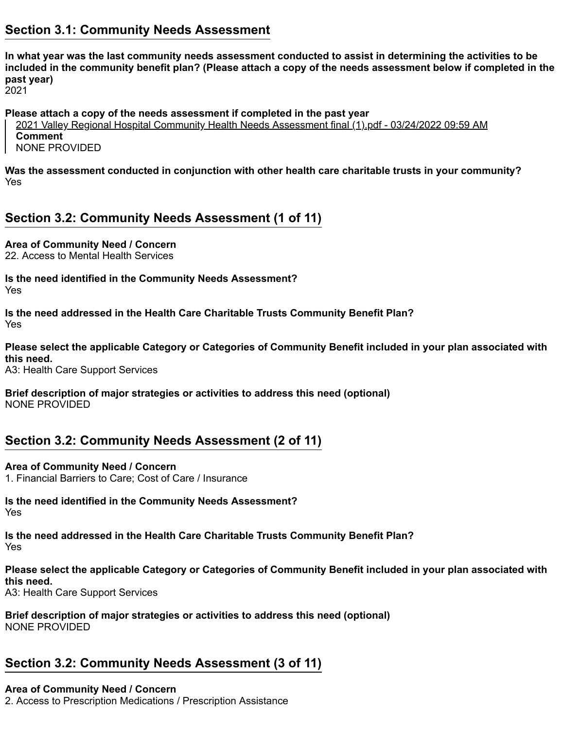## Section 3.1: Community Needs Assessment

**In what year was the last community needs assessment conducted to assist in determining the activities to be included in the community benefit plan? (Please attach a copy of the needs assessment below if completed in the past year)**
2021

**Please attach a copy of the needs assessment if completed in the past year**

> 2021 Valley Regional Hospital Community Health Needs Assessment final (1).pdf - 03/24/2022 09:59 AM
> **Comment**
> NONE PROVIDED

**Was the assessment conducted in conjunction with other health care charitable trusts in your community?**
Yes

## Section 3.2: Community Needs Assessment (1 of 11)

**Area of Community Need / Concern**
22. Access to Mental Health Services

**Is the need identified in the Community Needs Assessment?**
Yes

**Is the need addressed in the Health Care Charitable Trusts Community Benefit Plan?**
Yes

**Please select the applicable Category or Categories of Community Benefit included in your plan associated with this need.**
A3: Health Care Support Services

**Brief description of major strategies or activities to address this need (optional)**
NONE PROVIDED

## Section 3.2: Community Needs Assessment (2 of 11)

**Area of Community Need / Concern**
1. Financial Barriers to Care; Cost of Care / Insurance

**Is the need identified in the Community Needs Assessment?**
Yes

**Is the need addressed in the Health Care Charitable Trusts Community Benefit Plan?**
Yes

**Please select the applicable Category or Categories of Community Benefit included in your plan associated with this need.**
A3: Health Care Support Services

**Brief description of major strategies or activities to address this need (optional)**
NONE PROVIDED

## Section 3.2: Community Needs Assessment (3 of 11)

**Area of Community Need / Concern**
2. Access to Prescription Medications / Prescription Assistance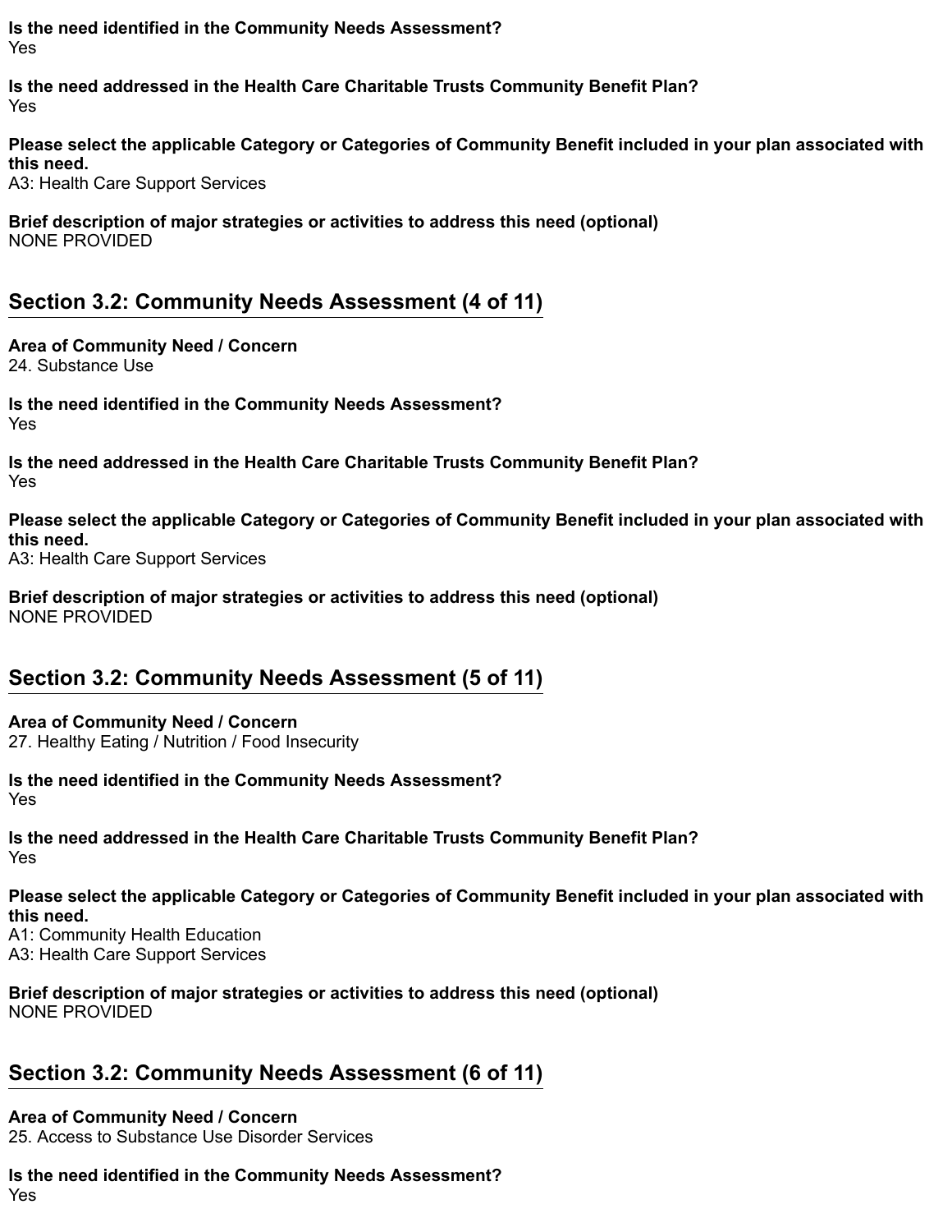**Is the need identified in the Community Needs Assessment?**
Yes

**Is the need addressed in the Health Care Charitable Trusts Community Benefit Plan?**
Yes

**Please select the applicable Category or Categories of Community Benefit included in your plan associated with this need.**
A3: Health Care Support Services

**Brief description of major strategies or activities to address this need (optional)**
NONE PROVIDED

## Section 3.2: Community Needs Assessment (4 of 11)

**Area of Community Need / Concern**
24. Substance Use

**Is the need identified in the Community Needs Assessment?**
Yes

**Is the need addressed in the Health Care Charitable Trusts Community Benefit Plan?**
Yes

**Please select the applicable Category or Categories of Community Benefit included in your plan associated with this need.**
A3: Health Care Support Services

**Brief description of major strategies or activities to address this need (optional)**
NONE PROVIDED

## Section 3.2: Community Needs Assessment (5 of 11)

**Area of Community Need / Concern**
27. Healthy Eating / Nutrition / Food Insecurity

**Is the need identified in the Community Needs Assessment?**
Yes

**Is the need addressed in the Health Care Charitable Trusts Community Benefit Plan?**
Yes

**Please select the applicable Category or Categories of Community Benefit included in your plan associated with this need.**
A1: Community Health Education
A3: Health Care Support Services

**Brief description of major strategies or activities to address this need (optional)**
NONE PROVIDED

## Section 3.2: Community Needs Assessment (6 of 11)

**Area of Community Need / Concern**
25. Access to Substance Use Disorder Services

**Is the need identified in the Community Needs Assessment?**
Yes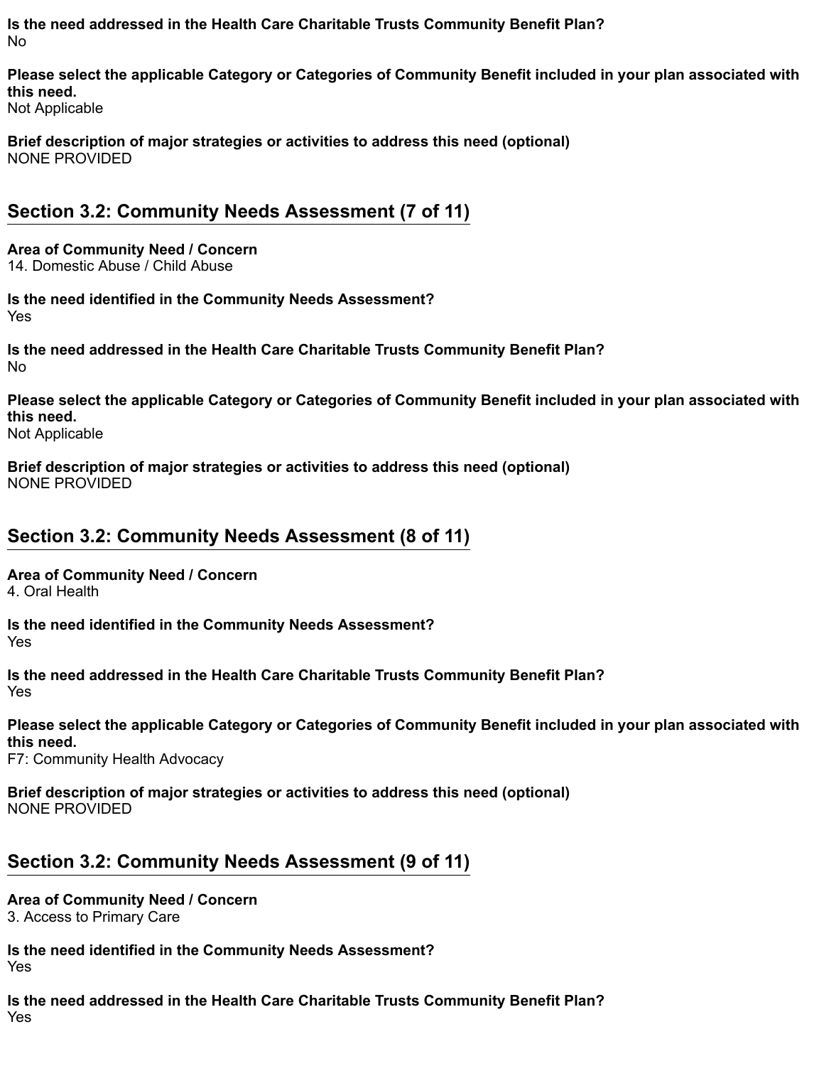**Is the need addressed in the Health Care Charitable Trusts Community Benefit Plan?**
No

**Please select the applicable Category or Categories of Community Benefit included in your plan associated with this need.**
Not Applicable

**Brief description of major strategies or activities to address this need (optional)**
NONE PROVIDED

## Section 3.2: Community Needs Assessment (7 of 11)

**Area of Community Need / Concern**
14. Domestic Abuse / Child Abuse

**Is the need identified in the Community Needs Assessment?**
Yes

**Is the need addressed in the Health Care Charitable Trusts Community Benefit Plan?**
No

**Please select the applicable Category or Categories of Community Benefit included in your plan associated with this need.**
Not Applicable

**Brief description of major strategies or activities to address this need (optional)**
NONE PROVIDED

## Section 3.2: Community Needs Assessment (8 of 11)

**Area of Community Need / Concern**
4. Oral Health

**Is the need identified in the Community Needs Assessment?**
Yes

**Is the need addressed in the Health Care Charitable Trusts Community Benefit Plan?**
Yes

**Please select the applicable Category or Categories of Community Benefit included in your plan associated with this need.**
F7: Community Health Advocacy

**Brief description of major strategies or activities to address this need (optional)**
NONE PROVIDED

## Section 3.2: Community Needs Assessment (9 of 11)

**Area of Community Need / Concern**
3. Access to Primary Care

**Is the need identified in the Community Needs Assessment?**
Yes

**Is the need addressed in the Health Care Charitable Trusts Community Benefit Plan?**
Yes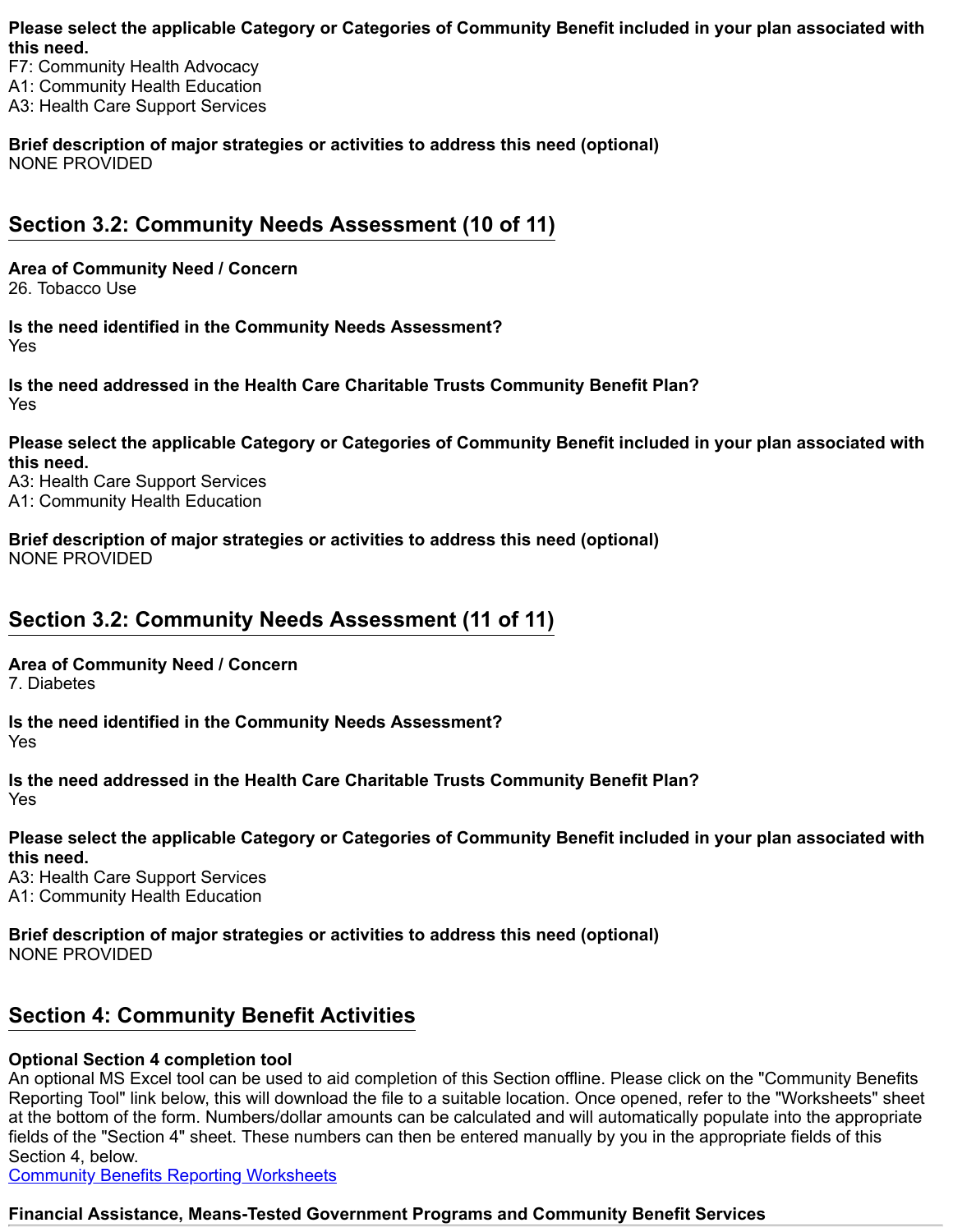**Please select the applicable Category or Categories of Community Benefit included in your plan associated with this need.**
F7: Community Health Advocacy
A1: Community Health Education
A3: Health Care Support Services

**Brief description of major strategies or activities to address this need (optional)**
NONE PROVIDED

## Section 3.2: Community Needs Assessment (10 of 11)

**Area of Community Need / Concern**
26. Tobacco Use

**Is the need identified in the Community Needs Assessment?**
Yes

**Is the need addressed in the Health Care Charitable Trusts Community Benefit Plan?**
Yes

**Please select the applicable Category or Categories of Community Benefit included in your plan associated with this need.**
A3: Health Care Support Services
A1: Community Health Education

**Brief description of major strategies or activities to address this need (optional)**
NONE PROVIDED

## Section 3.2: Community Needs Assessment (11 of 11)

**Area of Community Need / Concern**
7. Diabetes

**Is the need identified in the Community Needs Assessment?**
Yes

**Is the need addressed in the Health Care Charitable Trusts Community Benefit Plan?**
Yes

**Please select the applicable Category or Categories of Community Benefit included in your plan associated with this need.**
A3: Health Care Support Services
A1: Community Health Education

**Brief description of major strategies or activities to address this need (optional)**
NONE PROVIDED

## Section 4: Community Benefit Activities

**Optional Section 4 completion tool**
An optional MS Excel tool can be used to aid completion of this Section offline. Please click on the "Community Benefits Reporting Tool" link below, this will download the file to a suitable location. Once opened, refer to the "Worksheets" sheet at the bottom of the form. Numbers/dollar amounts can be calculated and will automatically populate into the appropriate fields of the "Section 4" sheet. These numbers can then be entered manually by you in the appropriate fields of this Section 4, below.
Community Benefits Reporting Worksheets

**Financial Assistance, Means-Tested Government Programs and Community Benefit Services**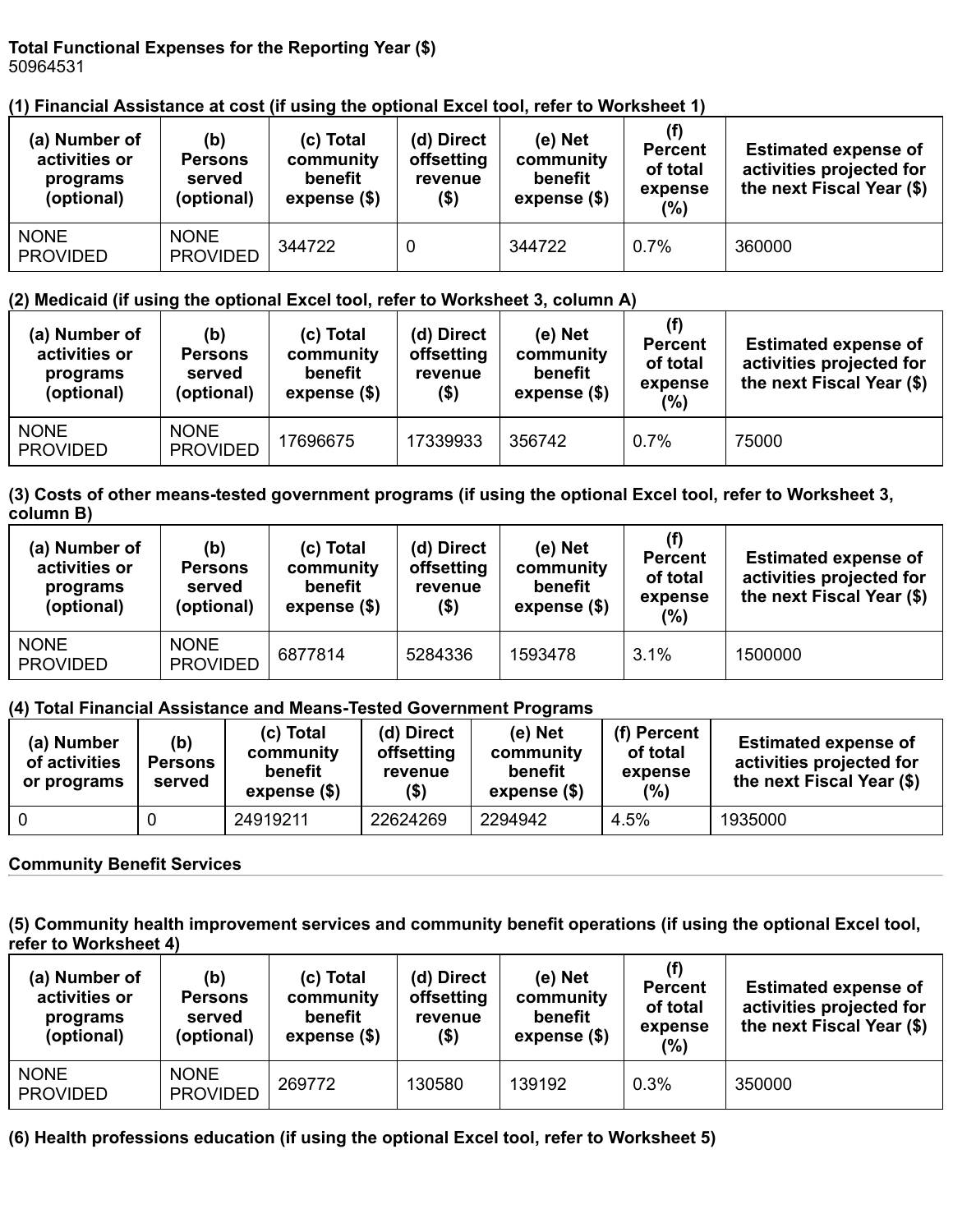**Total Functional Expenses for the Reporting Year ($)**
50964531

**(1) Financial Assistance at cost (if using the optional Excel tool, refer to Worksheet 1)**

| (a) Number of activities or programs (optional) | (b) Persons served (optional) | (c) Total community benefit expense ($) | (d) Direct offsetting revenue ($) | (e) Net community benefit expense ($) | (f) Percent of total expense (%) | Estimated expense of activities projected for the next Fiscal Year ($) |
|---|---|---|---|---|---|---|
| NONE PROVIDED | NONE PROVIDED | 344722 | 0 | 344722 | 0.7% | 360000 |

**(2) Medicaid (if using the optional Excel tool, refer to Worksheet 3, column A)**

| (a) Number of activities or programs (optional) | (b) Persons served (optional) | (c) Total community benefit expense ($) | (d) Direct offsetting revenue ($) | (e) Net community benefit expense ($) | (f) Percent of total expense (%) | Estimated expense of activities projected for the next Fiscal Year ($) |
|---|---|---|---|---|---|---|
| NONE PROVIDED | NONE PROVIDED | 17696675 | 17339933 | 356742 | 0.7% | 75000 |

**(3) Costs of other means-tested government programs (if using the optional Excel tool, refer to Worksheet 3, column B)**

| (a) Number of activities or programs (optional) | (b) Persons served (optional) | (c) Total community benefit expense ($) | (d) Direct offsetting revenue ($) | (e) Net community benefit expense ($) | (f) Percent of total expense (%) | Estimated expense of activities projected for the next Fiscal Year ($) |
|---|---|---|---|---|---|---|
| NONE PROVIDED | NONE PROVIDED | 6877814 | 5284336 | 1593478 | 3.1% | 1500000 |

**(4) Total Financial Assistance and Means-Tested Government Programs**

| (a) Number of activities or programs | (b) Persons served | (c) Total community benefit expense ($) | (d) Direct offsetting revenue ($) | (e) Net community benefit expense ($) | (f) Percent of total expense (%) | Estimated expense of activities projected for the next Fiscal Year ($) |
|---|---|---|---|---|---|---|
| 0 | 0 | 24919211 | 22624269 | 2294942 | 4.5% | 1935000 |

**Community Benefit Services**

**(5) Community health improvement services and community benefit operations (if using the optional Excel tool, refer to Worksheet 4)**

| (a) Number of activities or programs (optional) | (b) Persons served (optional) | (c) Total community benefit expense ($) | (d) Direct offsetting revenue ($) | (e) Net community benefit expense ($) | (f) Percent of total expense (%) | Estimated expense of activities projected for the next Fiscal Year ($) |
|---|---|---|---|---|---|---|
| NONE PROVIDED | NONE PROVIDED | 269772 | 130580 | 139192 | 0.3% | 350000 |

**(6) Health professions education (if using the optional Excel tool, refer to Worksheet 5)**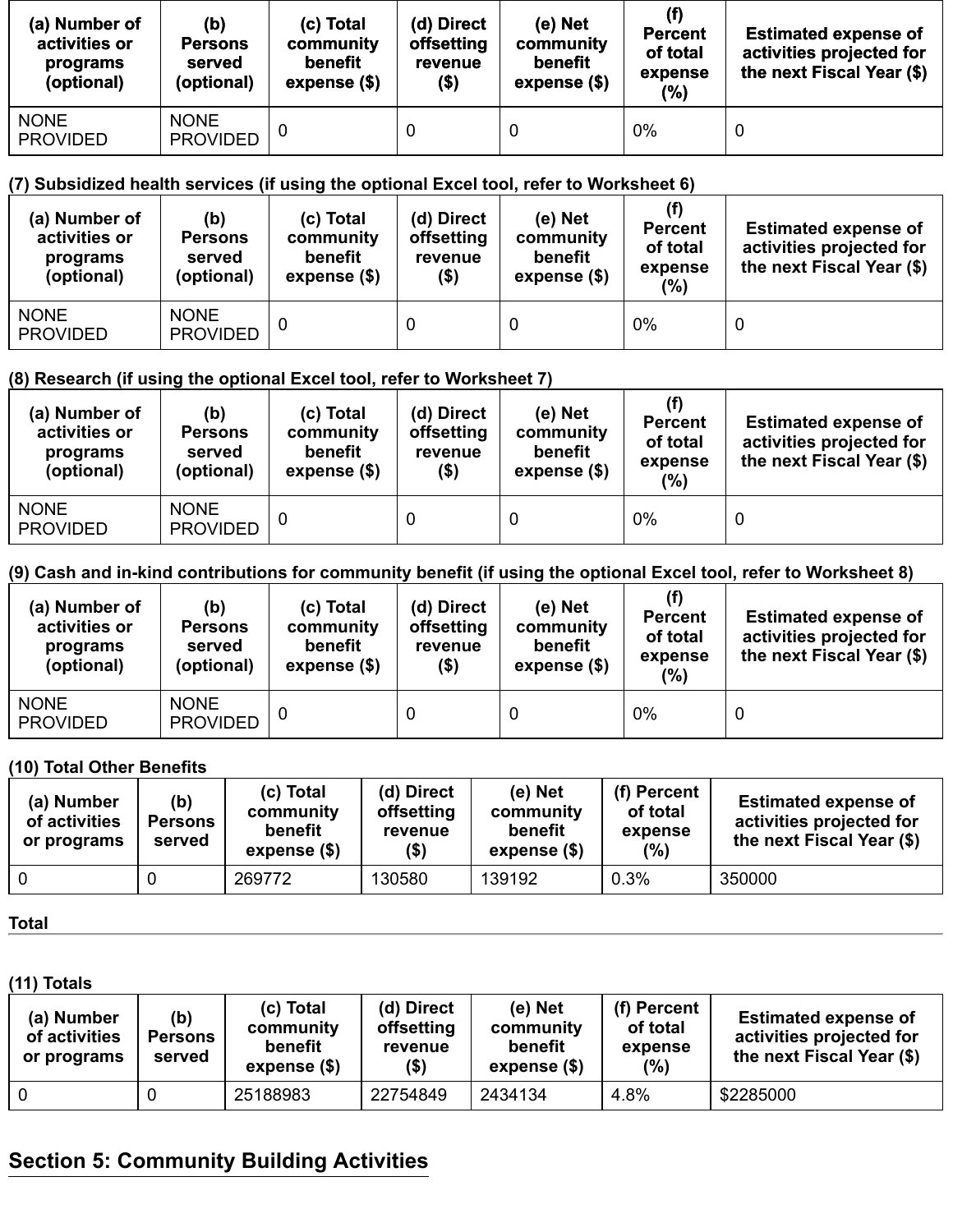| (a) Number of activities or programs (optional) | (b) Persons served (optional) | (c) Total community benefit expense ($) | (d) Direct offsetting revenue ($) | (e) Net community benefit expense ($) | (f) Percent of total expense (%) | Estimated expense of activities projected for the next Fiscal Year ($) |
|---|---|---|---|---|---|---|
| NONE PROVIDED | NONE PROVIDED | 0 | 0 | 0 | 0% | 0 |

(7) Subsidized health services (if using the optional Excel tool, refer to Worksheet 6)

| (a) Number of activities or programs (optional) | (b) Persons served (optional) | (c) Total community benefit expense ($) | (d) Direct offsetting revenue ($) | (e) Net community benefit expense ($) | (f) Percent of total expense (%) | Estimated expense of activities projected for the next Fiscal Year ($) |
|---|---|---|---|---|---|---|
| NONE PROVIDED | NONE PROVIDED | 0 | 0 | 0 | 0% | 0 |

(8) Research (if using the optional Excel tool, refer to Worksheet 7)

| (a) Number of activities or programs (optional) | (b) Persons served (optional) | (c) Total community benefit expense ($) | (d) Direct offsetting revenue ($) | (e) Net community benefit expense ($) | (f) Percent of total expense (%) | Estimated expense of activities projected for the next Fiscal Year ($) |
|---|---|---|---|---|---|---|
| NONE PROVIDED | NONE PROVIDED | 0 | 0 | 0 | 0% | 0 |

(9) Cash and in-kind contributions for community benefit (if using the optional Excel tool, refer to Worksheet 8)

| (a) Number of activities or programs (optional) | (b) Persons served (optional) | (c) Total community benefit expense ($) | (d) Direct offsetting revenue ($) | (e) Net community benefit expense ($) | (f) Percent of total expense (%) | Estimated expense of activities projected for the next Fiscal Year ($) |
|---|---|---|---|---|---|---|
| NONE PROVIDED | NONE PROVIDED | 0 | 0 | 0 | 0% | 0 |

(10) Total Other Benefits

| (a) Number of activities or programs | (b) Persons served | (c) Total community benefit expense ($) | (d) Direct offsetting revenue ($) | (e) Net community benefit expense ($) | (f) Percent of total expense (%) | Estimated expense of activities projected for the next Fiscal Year ($) |
|---|---|---|---|---|---|---|
| 0 | 0 | 269772 | 130580 | 139192 | 0.3% | 350000 |

**Total**

(11) Totals

| (a) Number of activities or programs | (b) Persons served | (c) Total community benefit expense ($) | (d) Direct offsetting revenue ($) | (e) Net community benefit expense ($) | (f) Percent of total expense (%) | Estimated expense of activities projected for the next Fiscal Year ($) |
|---|---|---|---|---|---|---|
| 0 | 0 | 25188983 | 22754849 | 2434134 | 4.8% | $2285000 |

## Section 5: Community Building Activities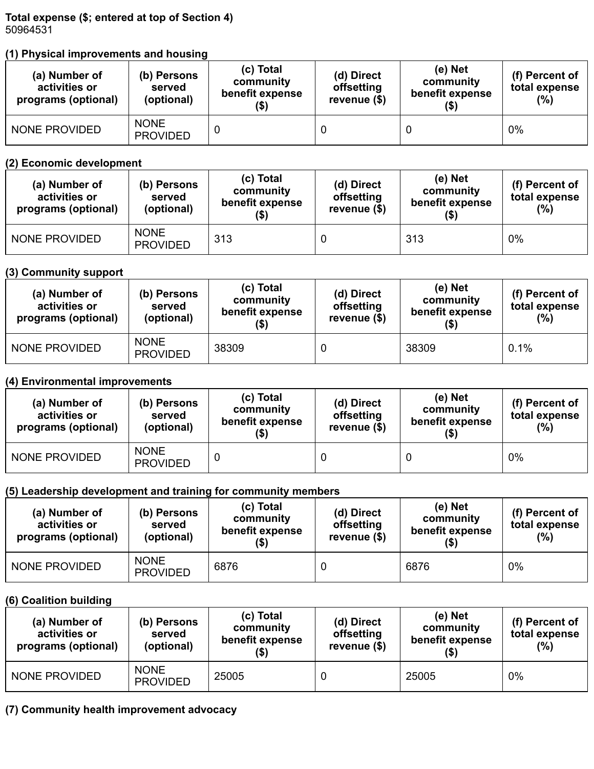**Total expense ($; entered at top of Section 4)**
50964531

**(1) Physical improvements and housing**

| (a) Number of activities or programs (optional) | (b) Persons served (optional) | (c) Total community benefit expense ($) | (d) Direct offsetting revenue ($) | (e) Net community benefit expense ($) | (f) Percent of total expense (%) |
|---|---|---|---|---|---|
| NONE PROVIDED | NONE PROVIDED | 0 | 0 | 0 | 0% |

**(2) Economic development**

| (a) Number of activities or programs (optional) | (b) Persons served (optional) | (c) Total community benefit expense ($) | (d) Direct offsetting revenue ($) | (e) Net community benefit expense ($) | (f) Percent of total expense (%) |
|---|---|---|---|---|---|
| NONE PROVIDED | NONE PROVIDED | 313 | 0 | 313 | 0% |

**(3) Community support**

| (a) Number of activities or programs (optional) | (b) Persons served (optional) | (c) Total community benefit expense ($) | (d) Direct offsetting revenue ($) | (e) Net community benefit expense ($) | (f) Percent of total expense (%) |
|---|---|---|---|---|---|
| NONE PROVIDED | NONE PROVIDED | 38309 | 0 | 38309 | 0.1% |

**(4) Environmental improvements**

| (a) Number of activities or programs (optional) | (b) Persons served (optional) | (c) Total community benefit expense ($) | (d) Direct offsetting revenue ($) | (e) Net community benefit expense ($) | (f) Percent of total expense (%) |
|---|---|---|---|---|---|
| NONE PROVIDED | NONE PROVIDED | 0 | 0 | 0 | 0% |

**(5) Leadership development and training for community members**

| (a) Number of activities or programs (optional) | (b) Persons served (optional) | (c) Total community benefit expense ($) | (d) Direct offsetting revenue ($) | (e) Net community benefit expense ($) | (f) Percent of total expense (%) |
|---|---|---|---|---|---|
| NONE PROVIDED | NONE PROVIDED | 6876 | 0 | 6876 | 0% |

**(6) Coalition building**

| (a) Number of activities or programs (optional) | (b) Persons served (optional) | (c) Total community benefit expense ($) | (d) Direct offsetting revenue ($) | (e) Net community benefit expense ($) | (f) Percent of total expense (%) |
|---|---|---|---|---|---|
| NONE PROVIDED | NONE PROVIDED | 25005 | 0 | 25005 | 0% |

**(7) Community health improvement advocacy**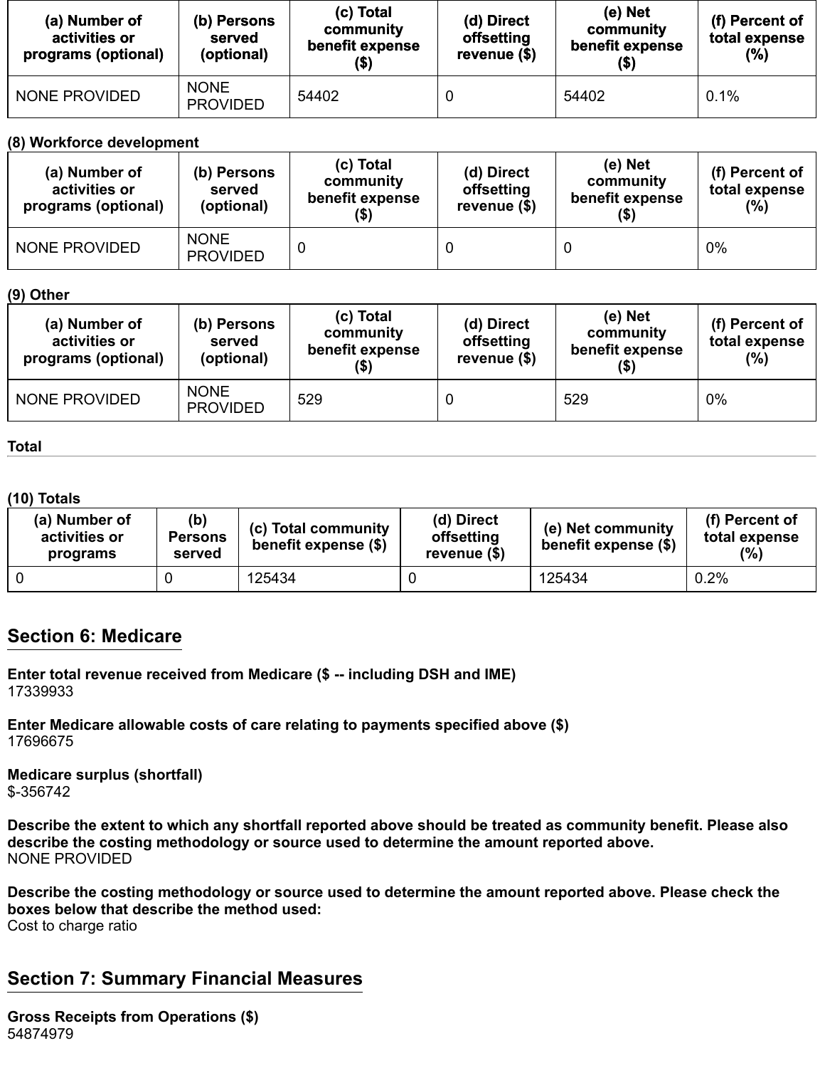| (a) Number of activities or programs (optional) | (b) Persons served (optional) | (c) Total community benefit expense ($) | (d) Direct offsetting revenue ($) | (e) Net community benefit expense ($) | (f) Percent of total expense (%) |
|---|---|---|---|---|---|
| NONE PROVIDED | NONE PROVIDED | 54402 | 0 | 54402 | 0.1% |

**(8) Workforce development**

| (a) Number of activities or programs (optional) | (b) Persons served (optional) | (c) Total community benefit expense ($) | (d) Direct offsetting revenue ($) | (e) Net community benefit expense ($) | (f) Percent of total expense (%) |
|---|---|---|---|---|---|
| NONE PROVIDED | NONE PROVIDED | 0 | 0 | 0 | 0% |

**(9) Other**

| (a) Number of activities or programs (optional) | (b) Persons served (optional) | (c) Total community benefit expense ($) | (d) Direct offsetting revenue ($) | (e) Net community benefit expense ($) | (f) Percent of total expense (%) |
|---|---|---|---|---|---|
| NONE PROVIDED | NONE PROVIDED | 529 | 0 | 529 | 0% |

**Total**

**(10) Totals**

| (a) Number of activities or programs | (b) Persons served | (c) Total community benefit expense ($) | (d) Direct offsetting revenue ($) | (e) Net community benefit expense ($) | (f) Percent of total expense (%) |
|---|---|---|---|---|---|
| 0 | 0 | 125434 | 0 | 125434 | 0.2% |

## Section 6: Medicare

**Enter total revenue received from Medicare ($ -- including DSH and IME)**
17339933

**Enter Medicare allowable costs of care relating to payments specified above ($)**
17696675

**Medicare surplus (shortfall)**
$-356742

**Describe the extent to which any shortfall reported above should be treated as community benefit. Please also describe the costing methodology or source used to determine the amount reported above.**
NONE PROVIDED

**Describe the costing methodology or source used to determine the amount reported above. Please check the boxes below that describe the method used:**
Cost to charge ratio

## Section 7: Summary Financial Measures

**Gross Receipts from Operations ($)**
54874979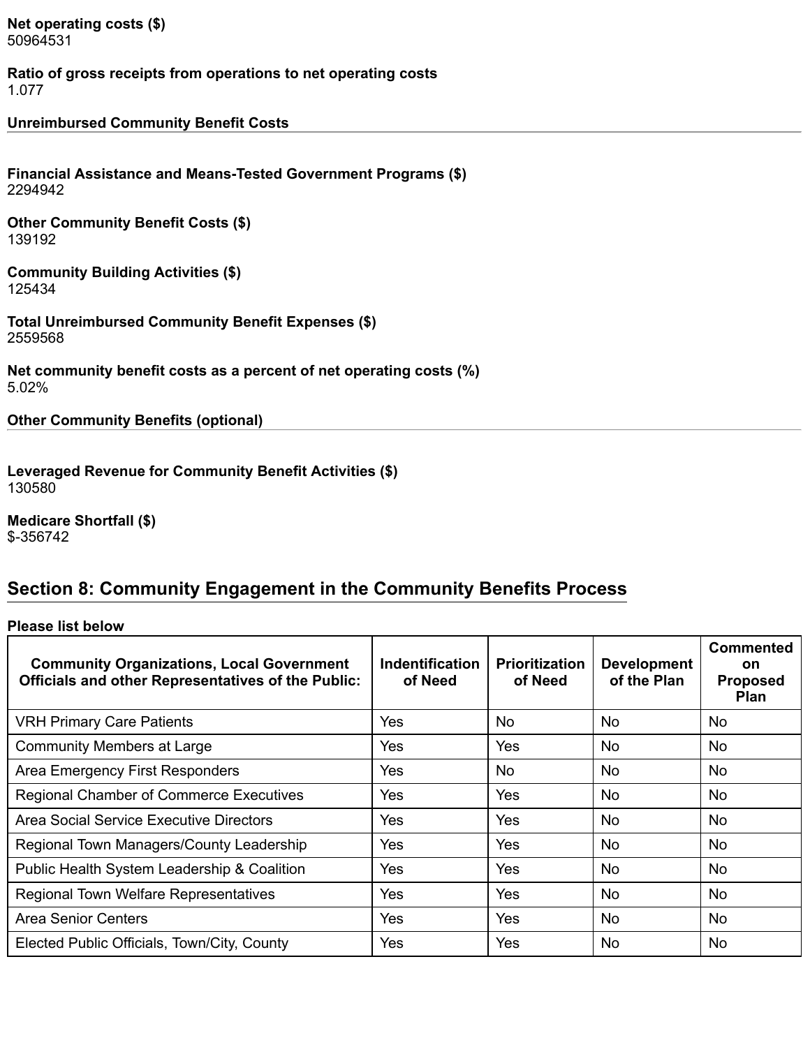**Net operating costs ($)**
50964531

**Ratio of gross receipts from operations to net operating costs**
1.077

**Unreimbursed Community Benefit Costs**

**Financial Assistance and Means-Tested Government Programs ($)**
2294942

**Other Community Benefit Costs ($)**
139192

**Community Building Activities ($)**
125434

**Total Unreimbursed Community Benefit Expenses ($)**
2559568

**Net community benefit costs as a percent of net operating costs (%)**
5.02%

**Other Community Benefits (optional)**

**Leveraged Revenue for Community Benefit Activities ($)**
130580

**Medicare Shortfall ($)**
$-356742

## Section 8: Community Engagement in the Community Benefits Process

**Please list below**

| Community Organizations, Local Government Officials and other Representatives of the Public: | Indentification of Need | Prioritization of Need | Development of the Plan | Commented on Proposed Plan |
|---|---|---|---|---|
| VRH Primary Care Patients | Yes | No | No | No |
| Community Members at Large | Yes | Yes | No | No |
| Area Emergency First Responders | Yes | No | No | No |
| Regional Chamber of Commerce Executives | Yes | Yes | No | No |
| Area Social Service Executive Directors | Yes | Yes | No | No |
| Regional Town Managers/County Leadership | Yes | Yes | No | No |
| Public Health System Leadership & Coalition | Yes | Yes | No | No |
| Regional Town Welfare Representatives | Yes | Yes | No | No |
| Area Senior Centers | Yes | Yes | No | No |
| Elected Public Officials, Town/City, County | Yes | Yes | No | No |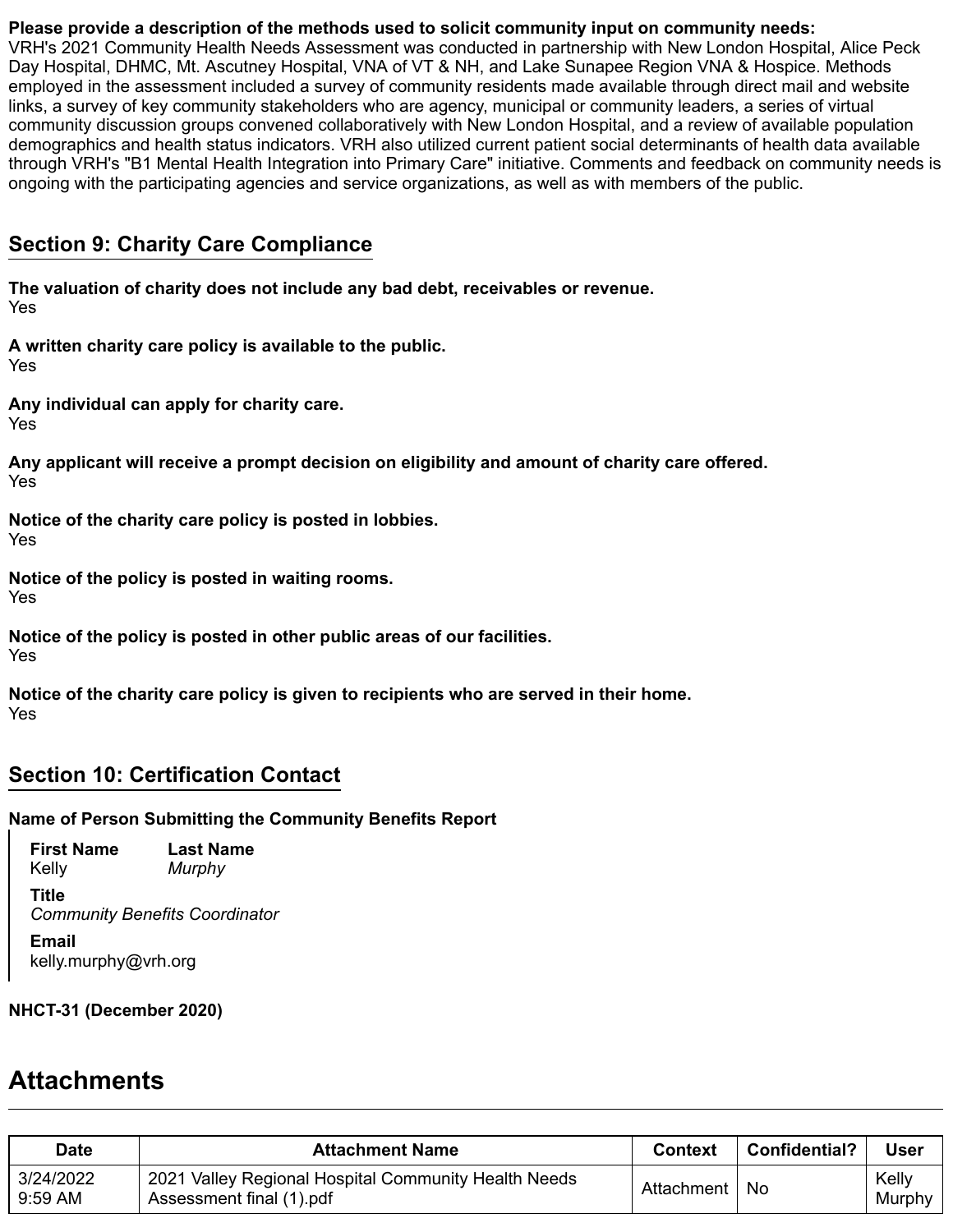**Please provide a description of the methods used to solicit community input on community needs:**
VRH's 2021 Community Health Needs Assessment was conducted in partnership with New London Hospital, Alice Peck Day Hospital, DHMC, Mt. Ascutney Hospital, VNA of VT & NH, and Lake Sunapee Region VNA & Hospice. Methods employed in the assessment included a survey of community residents made available through direct mail and website links, a survey of key community stakeholders who are agency, municipal or community leaders, a series of virtual community discussion groups convened collaboratively with New London Hospital, and a review of available population demographics and health status indicators. VRH also utilized current patient social determinants of health data available through VRH's "B1 Mental Health Integration into Primary Care" initiative. Comments and feedback on community needs is ongoing with the participating agencies and service organizations, as well as with members of the public.

## Section 9: Charity Care Compliance

**The valuation of charity does not include any bad debt, receivables or revenue.**
Yes

**A written charity care policy is available to the public.**
Yes

**Any individual can apply for charity care.**
Yes

**Any applicant will receive a prompt decision on eligibility and amount of charity care offered.**
Yes

**Notice of the charity care policy is posted in lobbies.**
Yes

**Notice of the policy is posted in waiting rooms.**
Yes

**Notice of the policy is posted in other public areas of our facilities.**
Yes

**Notice of the charity care policy is given to recipients who are served in their home.**
Yes

## Section 10: Certification Contact

**Name of Person Submitting the Community Benefits Report**

**First Name** Kelly
**Last Name** *Murphy*

**Title**
*Community Benefits Coordinator*

**Email**
kelly.murphy@vrh.org

**NHCT-31 (December 2020)**

# Attachments

| Date | Attachment Name | Context | Confidential? | User |
|---|---|---|---|---|
| 3/24/2022 9:59 AM | 2021 Valley Regional Hospital Community Health Needs Assessment final (1).pdf | Attachment | No | Kelly Murphy |